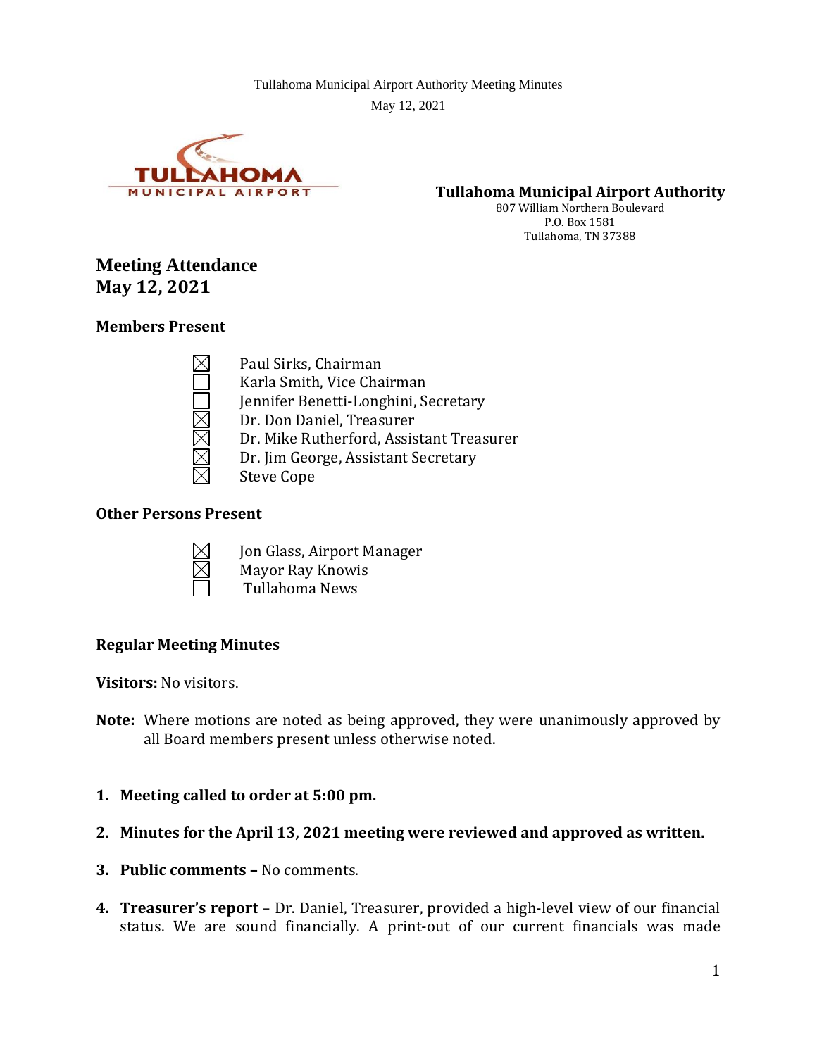**Tullahoma Municipal Airport Authority**
807 William Northern Boulevard
P.O. Box 1581
Tullahoma, TN 37388

# Meeting Attendance
# May 12, 2021

### Members Present

- ☒ Paul Sirks, Chairman
- ☐ Karla Smith, Vice Chairman
- ☐ Jennifer Benetti-Longhini, Secretary
- ☒ Dr. Don Daniel, Treasurer
- ☒ Dr. Mike Rutherford, Assistant Treasurer
- ☒ Dr. Jim George, Assistant Secretary
- ☒ Steve Cope

### Other Persons Present

- ☒ Jon Glass, Airport Manager
- ☒ Mayor Ray Knowis
- ☐ Tullahoma News

### Regular Meeting Minutes

**Visitors:** No visitors.

**Note:** Where motions are noted as being approved, they were unanimously approved by all Board members present unless otherwise noted.

1. **Meeting called to order at 5:00 pm.**
2. **Minutes for the April 13, 2021 meeting were reviewed and approved as written.**
3. **Public comments –** No comments.
4. **Treasurer's report** – Dr. Daniel, Treasurer, provided a high-level view of our financial status. We are sound financially. A print-out of our current financials was made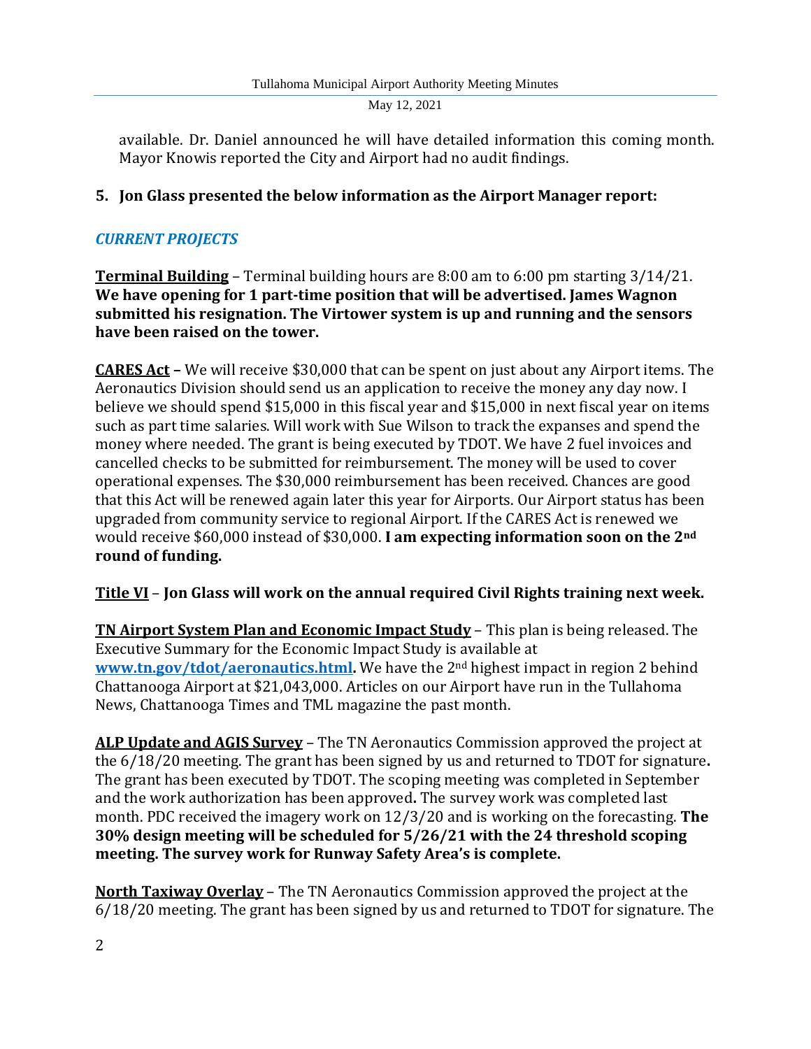available. Dr. Daniel announced he will have detailed information this coming month. Mayor Knowis reported the City and Airport had no audit findings.

**5. Jon Glass presented the below information as the Airport Manager report:**

***CURRENT PROJECTS***

**Terminal Building** – Terminal building hours are 8:00 am to 6:00 pm starting 3/14/21. **We have opening for 1 part-time position that will be advertised. James Wagnon submitted his resignation. The Virtower system is up and running and the sensors have been raised on the tower.**

**CARES Act –** We will receive $30,000 that can be spent on just about any Airport items. The Aeronautics Division should send us an application to receive the money any day now. I believe we should spend $15,000 in this fiscal year and $15,000 in next fiscal year on items such as part time salaries. Will work with Sue Wilson to track the expanses and spend the money where needed. The grant is being executed by TDOT. We have 2 fuel invoices and cancelled checks to be submitted for reimbursement. The money will be used to cover operational expenses. The $30,000 reimbursement has been received. Chances are good that this Act will be renewed again later this year for Airports. Our Airport status has been upgraded from community service to regional Airport. If the CARES Act is renewed we would receive $60,000 instead of $30,000. **I am expecting information soon on the 2nd round of funding.**

**Title VI** – **Jon Glass will work on the annual required Civil Rights training next week.**

**TN Airport System Plan and Economic Impact Study** – This plan is being released. The Executive Summary for the Economic Impact Study is available at **www.tn.gov/tdot/aeronautics.html.** We have the 2nd highest impact in region 2 behind Chattanooga Airport at $21,043,000. Articles on our Airport have run in the Tullahoma News, Chattanooga Times and TML magazine the past month.

**ALP Update and AGIS Survey** – The TN Aeronautics Commission approved the project at the 6/18/20 meeting. The grant has been signed by us and returned to TDOT for signature**.** The grant has been executed by TDOT. The scoping meeting was completed in September and the work authorization has been approved**.** The survey work was completed last month. PDC received the imagery work on 12/3/20 and is working on the forecasting. **The 30% design meeting will be scheduled for 5/26/21 with the 24 threshold scoping meeting. The survey work for Runway Safety Area's is complete.**

**North Taxiway Overlay** – The TN Aeronautics Commission approved the project at the 6/18/20 meeting. The grant has been signed by us and returned to TDOT for signature. The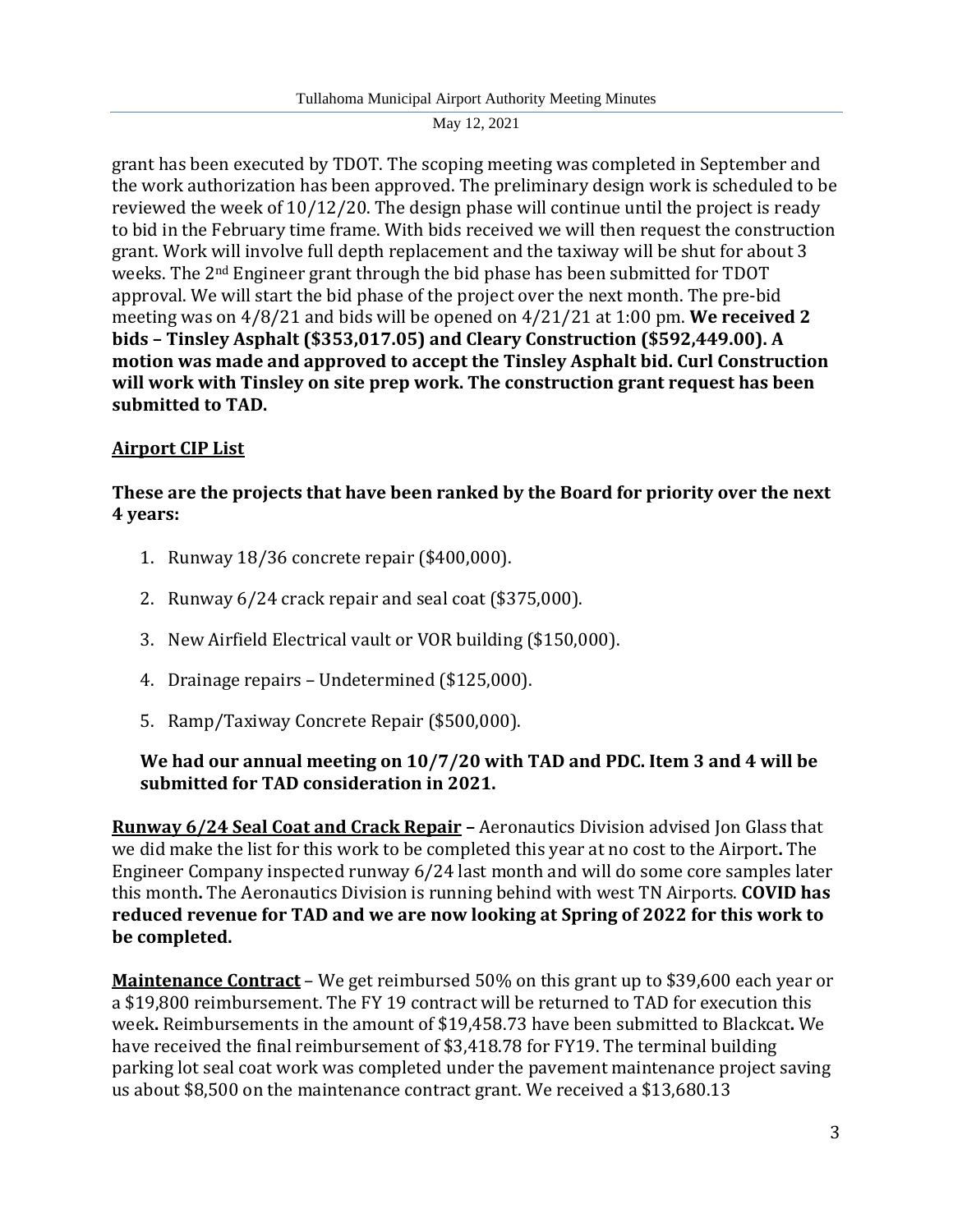grant has been executed by TDOT. The scoping meeting was completed in September and the work authorization has been approved. The preliminary design work is scheduled to be reviewed the week of 10/12/20. The design phase will continue until the project is ready to bid in the February time frame. With bids received we will then request the construction grant. Work will involve full depth replacement and the taxiway will be shut for about 3 weeks. The 2nd Engineer grant through the bid phase has been submitted for TDOT approval. We will start the bid phase of the project over the next month. The pre-bid meeting was on 4/8/21 and bids will be opened on 4/21/21 at 1:00 pm. **We received 2 bids – Tinsley Asphalt ($353,017.05) and Cleary Construction ($592,449.00). A motion was made and approved to accept the Tinsley Asphalt bid. Curl Construction will work with Tinsley on site prep work. The construction grant request has been submitted to TAD.**

**<u>Airport CIP List</u>**

**These are the projects that have been ranked by the Board for priority over the next 4 years:**

1. Runway 18/36 concrete repair ($400,000).
2. Runway 6/24 crack repair and seal coat ($375,000).
3. New Airfield Electrical vault or VOR building ($150,000).
4. Drainage repairs – Undetermined ($125,000).
5. Ramp/Taxiway Concrete Repair ($500,000).

**We had our annual meeting on 10/7/20 with TAD and PDC. Item 3 and 4 will be submitted for TAD consideration in 2021.**

**<u>Runway 6/24 Seal Coat and Crack Repair</u> –** Aeronautics Division advised Jon Glass that we did make the list for this work to be completed this year at no cost to the Airport**.** The Engineer Company inspected runway 6/24 last month and will do some core samples later this month**.** The Aeronautics Division is running behind with west TN Airports. **COVID has reduced revenue for TAD and we are now looking at Spring of 2022 for this work to be completed.**

**<u>Maintenance Contract</u>** – We get reimbursed 50% on this grant up to $39,600 each year or a $19,800 reimbursement. The FY 19 contract will be returned to TAD for execution this week**.** Reimbursements in the amount of $19,458.73 have been submitted to Blackcat**.** We have received the final reimbursement of $3,418.78 for FY19. The terminal building parking lot seal coat work was completed under the pavement maintenance project saving us about $8,500 on the maintenance contract grant. We received a $13,680.13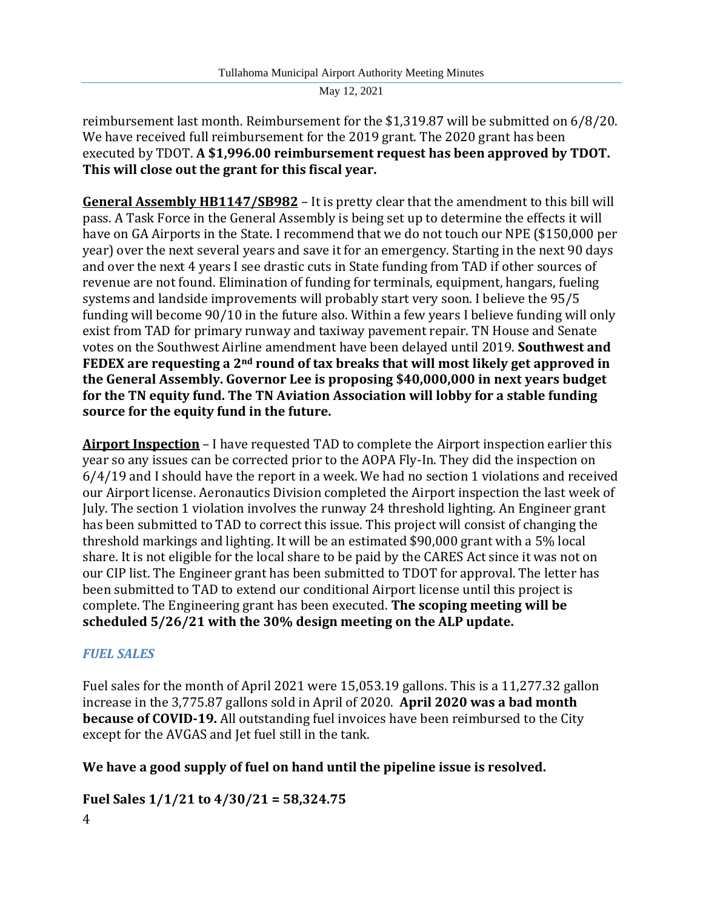reimbursement last month. Reimbursement for the $1,319.87 will be submitted on 6/8/20. We have received full reimbursement for the 2019 grant. The 2020 grant has been executed by TDOT. **A $1,996.00 reimbursement request has been approved by TDOT. This will close out the grant for this fiscal year.**

**General Assembly HB1147/SB982** – It is pretty clear that the amendment to this bill will pass. A Task Force in the General Assembly is being set up to determine the effects it will have on GA Airports in the State. I recommend that we do not touch our NPE ($150,000 per year) over the next several years and save it for an emergency. Starting in the next 90 days and over the next 4 years I see drastic cuts in State funding from TAD if other sources of revenue are not found. Elimination of funding for terminals, equipment, hangars, fueling systems and landside improvements will probably start very soon. I believe the 95/5 funding will become 90/10 in the future also. Within a few years I believe funding will only exist from TAD for primary runway and taxiway pavement repair. TN House and Senate votes on the Southwest Airline amendment have been delayed until 2019. **Southwest and FEDEX are requesting a 2nd round of tax breaks that will most likely get approved in the General Assembly. Governor Lee is proposing $40,000,000 in next years budget for the TN equity fund. The TN Aviation Association will lobby for a stable funding source for the equity fund in the future.**

**Airport Inspection** – I have requested TAD to complete the Airport inspection earlier this year so any issues can be corrected prior to the AOPA Fly-In. They did the inspection on 6/4/19 and I should have the report in a week. We had no section 1 violations and received our Airport license. Aeronautics Division completed the Airport inspection the last week of July. The section 1 violation involves the runway 24 threshold lighting. An Engineer grant has been submitted to TAD to correct this issue. This project will consist of changing the threshold markings and lighting. It will be an estimated $90,000 grant with a 5% local share. It is not eligible for the local share to be paid by the CARES Act since it was not on our CIP list. The Engineer grant has been submitted to TDOT for approval. The letter has been submitted to TAD to extend our conditional Airport license until this project is complete. The Engineering grant has been executed. **The scoping meeting will be scheduled 5/26/21 with the 30% design meeting on the ALP update.**

### *FUEL SALES*

Fuel sales for the month of April 2021 were 15,053.19 gallons. This is a 11,277.32 gallon increase in the 3,775.87 gallons sold in April of 2020. **April 2020 was a bad month because of COVID-19.** All outstanding fuel invoices have been reimbursed to the City except for the AVGAS and Jet fuel still in the tank.

**We have a good supply of fuel on hand until the pipeline issue is resolved.**

**Fuel Sales 1/1/21 to 4/30/21 = 58,324.75**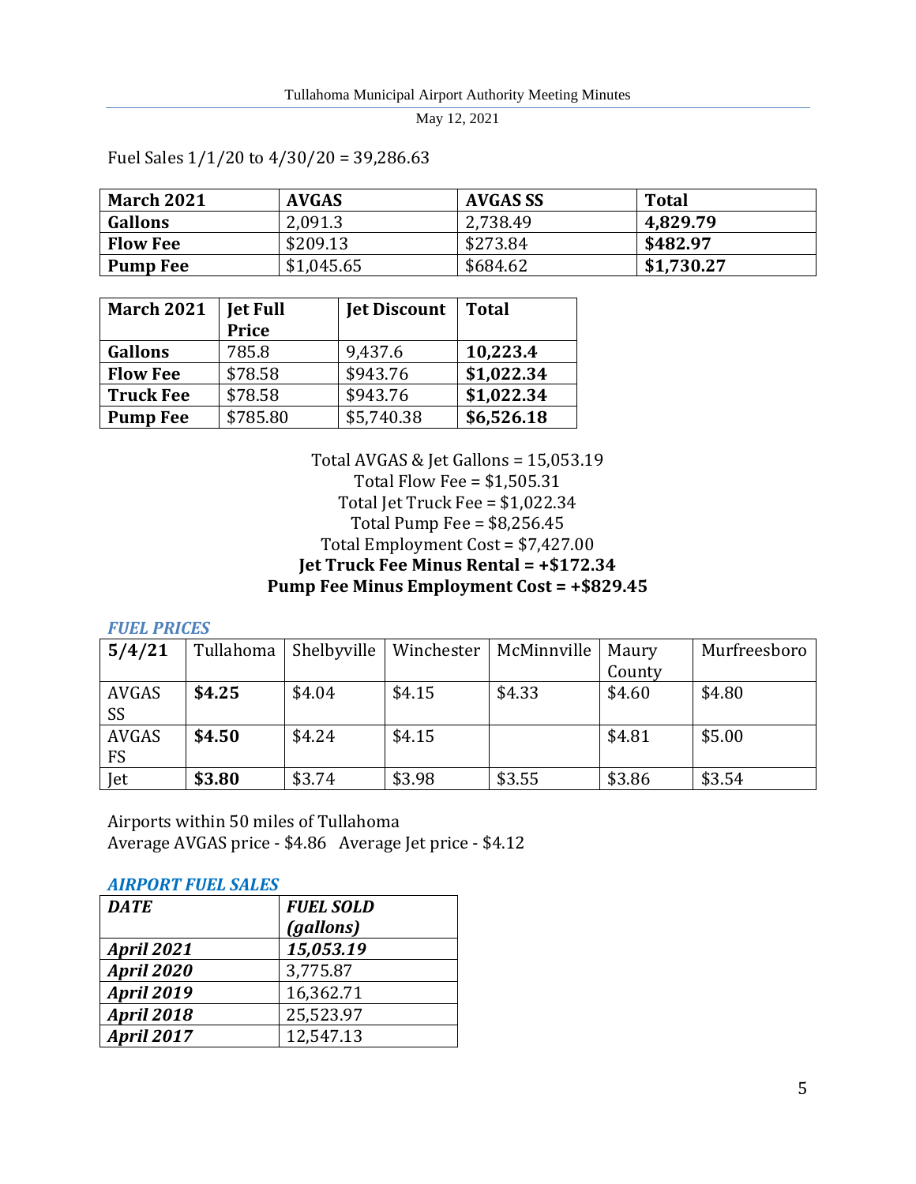Fuel Sales 1/1/20 to 4/30/20 = 39,286.63

| **March 2021** | **AVGAS** | **AVGAS SS** | **Total** |
|---|---|---|---|
| **Gallons** | 2,091.3 | 2,738.49 | **4,829.79** |
| **Flow Fee** | $209.13 | $273.84 | **$482.97** |
| **Pump Fee** | $1,045.65 | $684.62 | **$1,730.27** |

| **March 2021** | **Jet Full Price** | **Jet Discount** | **Total** |
|---|---|---|---|
| **Gallons** | 785.8 | 9,437.6 | **10,223.4** |
| **Flow Fee** | $78.58 | $943.76 | **$1,022.34** |
| **Truck Fee** | $78.58 | $943.76 | **$1,022.34** |
| **Pump Fee** | $785.80 | $5,740.38 | **$6,526.18** |

Total AVGAS & Jet Gallons = 15,053.19
Total Flow Fee = $1,505.31
Total Jet Truck Fee = $1,022.34
Total Pump Fee = $8,256.45
Total Employment Cost = $7,427.00
**Jet Truck Fee Minus Rental = +$172.34**
**Pump Fee Minus Employment Cost = +$829.45**

### *FUEL PRICES*

| **5/4/21** | Tullahoma | Shelbyville | Winchester | McMinnville | Maury County | Murfreesboro |
|---|---|---|---|---|---|---|
| AVGAS SS | **$4.25** | $4.04 | $4.15 | $4.33 | $4.60 | $4.80 |
| AVGAS FS | **$4.50** | $4.24 | $4.15 | | $4.81 | $5.00 |
| Jet | **$3.80** | $3.74 | $3.98 | $3.55 | $3.86 | $3.54 |

Airports within 50 miles of Tullahoma
Average AVGAS price - $4.86 Average Jet price - $4.12

### *AIRPORT FUEL SALES*

| ***DATE*** | ***FUEL SOLD (gallons)*** |
|---|---|
| ***April 2021*** | ***15,053.19*** |
| ***April 2020*** | 3,775.87 |
| ***April 2019*** | 16,362.71 |
| ***April 2018*** | 25,523.97 |
| ***April 2017*** | 12,547.13 |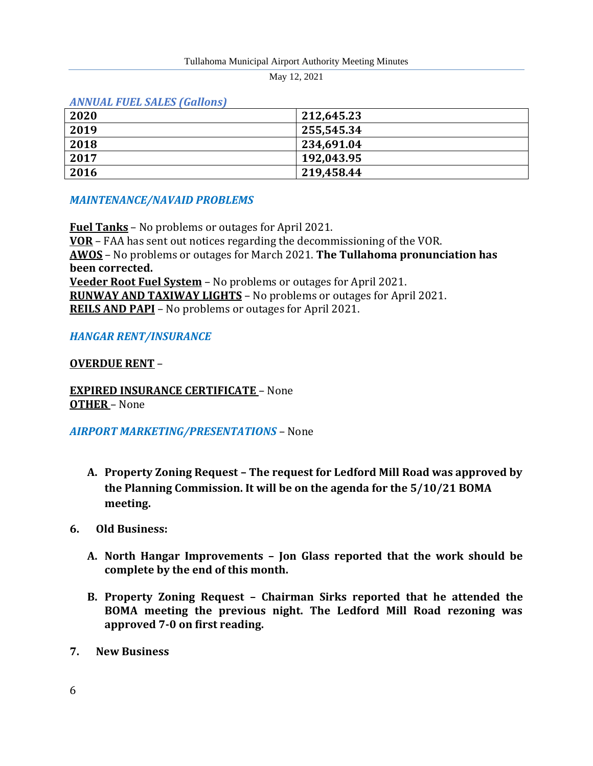*ANNUAL FUEL SALES (Gallons)*

| | |
|---|---|
| **2020** | **212,645.23** |
| **2019** | **255,545.34** |
| **2018** | **234,691.04** |
| **2017** | **192,043.95** |
| **2016** | **219,458.44** |

*MAINTENANCE/NAVAID PROBLEMS*

**Fuel Tanks** – No problems or outages for April 2021.
**VOR** – FAA has sent out notices regarding the decommissioning of the VOR.
**AWOS** – No problems or outages for March 2021. **The Tullahoma pronunciation has been corrected.**
**Veeder Root Fuel System** – No problems or outages for April 2021.
**RUNWAY AND TAXIWAY LIGHTS** – No problems or outages for April 2021.
**REILS AND PAPI** – No problems or outages for April 2021.

*HANGAR RENT/INSURANCE*

**OVERDUE RENT** –

**EXPIRED INSURANCE CERTIFICATE** – None
**OTHER** – None

*AIRPORT MARKETING/PRESENTATIONS* – None

A. **Property Zoning Request – The request for Ledford Mill Road was approved by the Planning Commission. It will be on the agenda for the 5/10/21 BOMA meeting.**

6. **Old Business:**

   A. **North Hangar Improvements – Jon Glass reported that the work should be complete by the end of this month.**

   B. **Property Zoning Request – Chairman Sirks reported that he attended the BOMA meeting the previous night. The Ledford Mill Road rezoning was approved 7-0 on first reading.**

7. **New Business**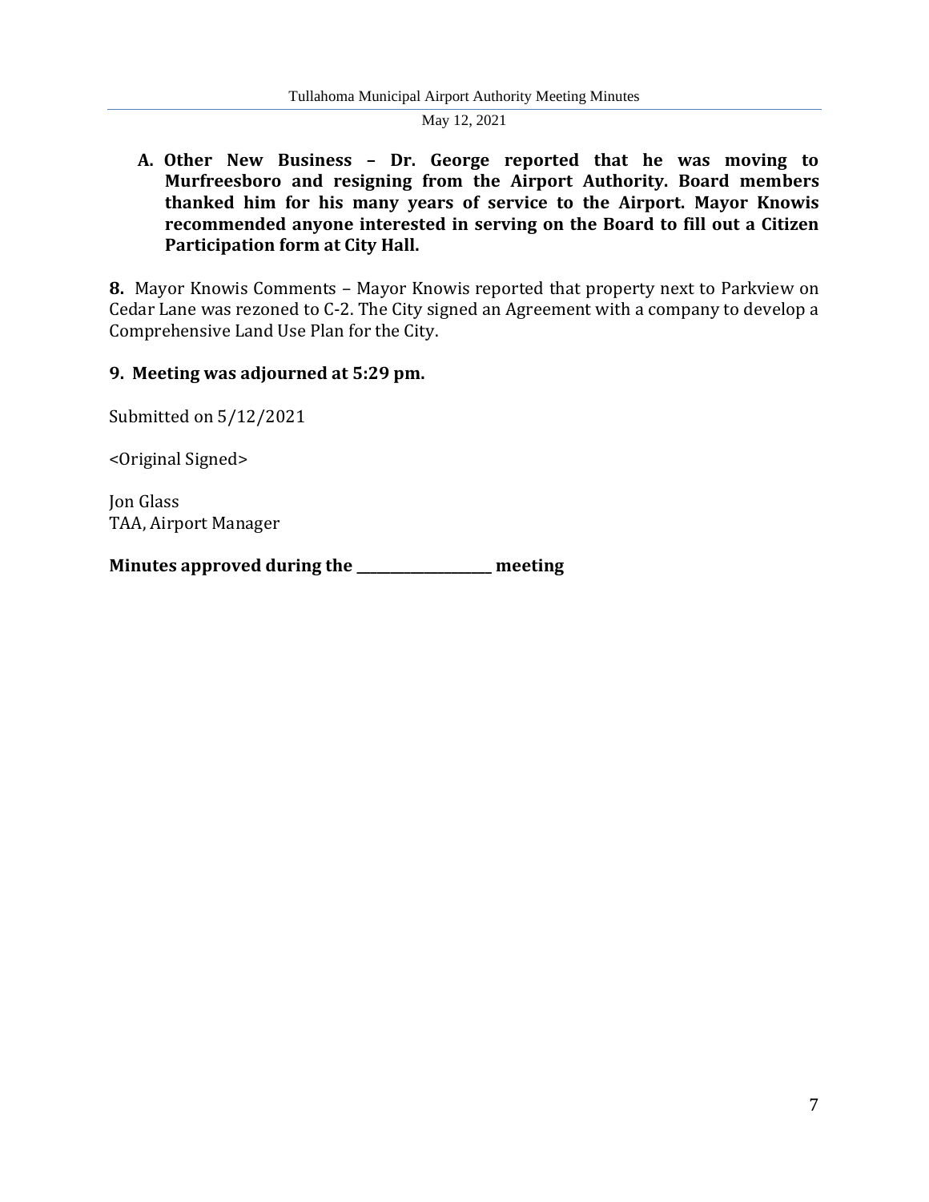**A. Other New Business – Dr. George reported that he was moving to Murfreesboro and resigning from the Airport Authority. Board members thanked him for his many years of service to the Airport. Mayor Knowis recommended anyone interested in serving on the Board to fill out a Citizen Participation form at City Hall.**

**8.** Mayor Knowis Comments – Mayor Knowis reported that property next to Parkview on Cedar Lane was rezoned to C-2. The City signed an Agreement with a company to develop a Comprehensive Land Use Plan for the City.

**9. Meeting was adjourned at 5:29 pm.**

Submitted on 5/12/2021

<Original Signed>

Jon Glass
TAA, Airport Manager

**Minutes approved during the ____________________ meeting**